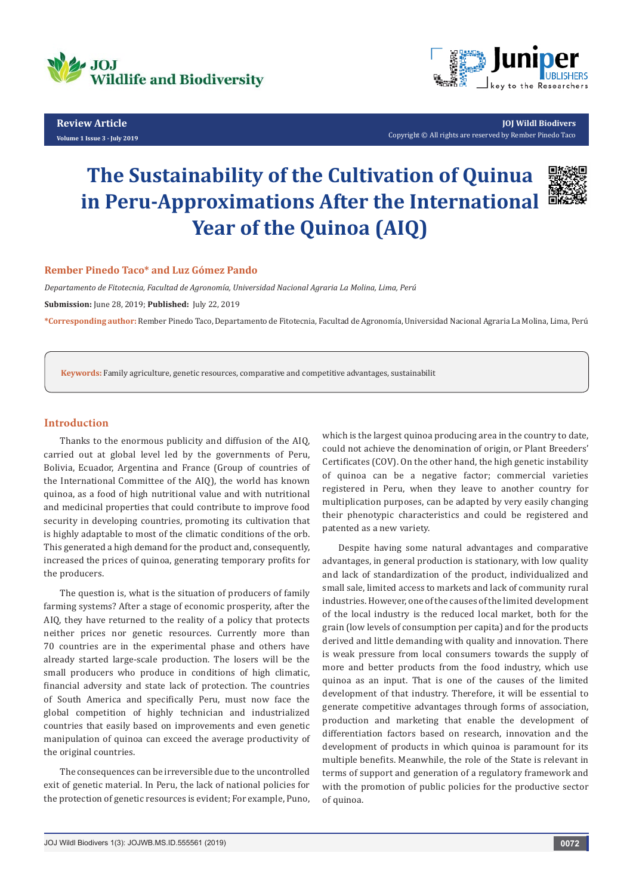Review Article

# The Sustainability of the Cultivation of Quinua in Peru-Approximations After the International Year of the Quinoa (AIQ)

**Rember Pinedo Taco\* and Luz Gómez Pando**

*Departamento de Fitotecnia, Facultad de Agronomía, Universidad Nacional Agraria La Molina, Lima, Perú*

**Submission:** June 28, 2019; **Published:** July 22, 2019

**\*Corresponding author:** Rember Pinedo Taco, Departamento de Fitotecnia, Facultad de Agronomía, Universidad Nacional Agraria La Molina, Lima, Perú

**Keywords:** Family agriculture, genetic resources, comparative and competitive advantages, sustainabilit

## Introduction

Thanks to the enormous publicity and diffusion of the AIQ, carried out at global level led by the governments of Peru, Bolivia, Ecuador, Argentina and France (Group of countries of the International Committee of the AIQ), the world has known quinoa, as a food of high nutritional value and with nutritional and medicinal properties that could contribute to improve food security in developing countries, promoting its cultivation that is highly adaptable to most of the climatic conditions of the orb. This generated a high demand for the product and, consequently, increased the prices of quinoa, generating temporary profits for the producers.

The question is, what is the situation of producers of family farming systems? After a stage of economic prosperity, after the AIQ, they have returned to the reality of a policy that protects neither prices nor genetic resources. Currently more than 70 countries are in the experimental phase and others have already started large-scale production. The losers will be the small producers who produce in conditions of high climatic, financial adversity and state lack of protection. The countries of South America and specifically Peru, must now face the global competition of highly technician and industrialized countries that easily based on improvements and even genetic manipulation of quinoa can exceed the average productivity of the original countries.

The consequences can be irreversible due to the uncontrolled exit of genetic material. In Peru, the lack of national policies for the protection of genetic resources is evident; For example, Puno, which is the largest quinoa producing area in the country to date, could not achieve the denomination of origin, or Plant Breeders' Certificates (COV). On the other hand, the high genetic instability of quinoa can be a negative factor; commercial varieties registered in Peru, when they leave to another country for multiplication purposes, can be adapted by very easily changing their phenotypic characteristics and could be registered and patented as a new variety.

Despite having some natural advantages and comparative advantages, in general production is stationary, with low quality and lack of standardization of the product, individualized and small sale, limited access to markets and lack of community rural industries. However, one of the causes of the limited development of the local industry is the reduced local market, both for the grain (low levels of consumption per capita) and for the products derived and little demanding with quality and innovation. There is weak pressure from local consumers towards the supply of more and better products from the food industry, which use quinoa as an input. That is one of the causes of the limited development of that industry. Therefore, it will be essential to generate competitive advantages through forms of association, production and marketing that enable the development of differentiation factors based on research, innovation and the development of products in which quinoa is paramount for its multiple benefits. Meanwhile, the role of the State is relevant in terms of support and generation of a regulatory framework and with the promotion of public policies for the productive sector of quinoa.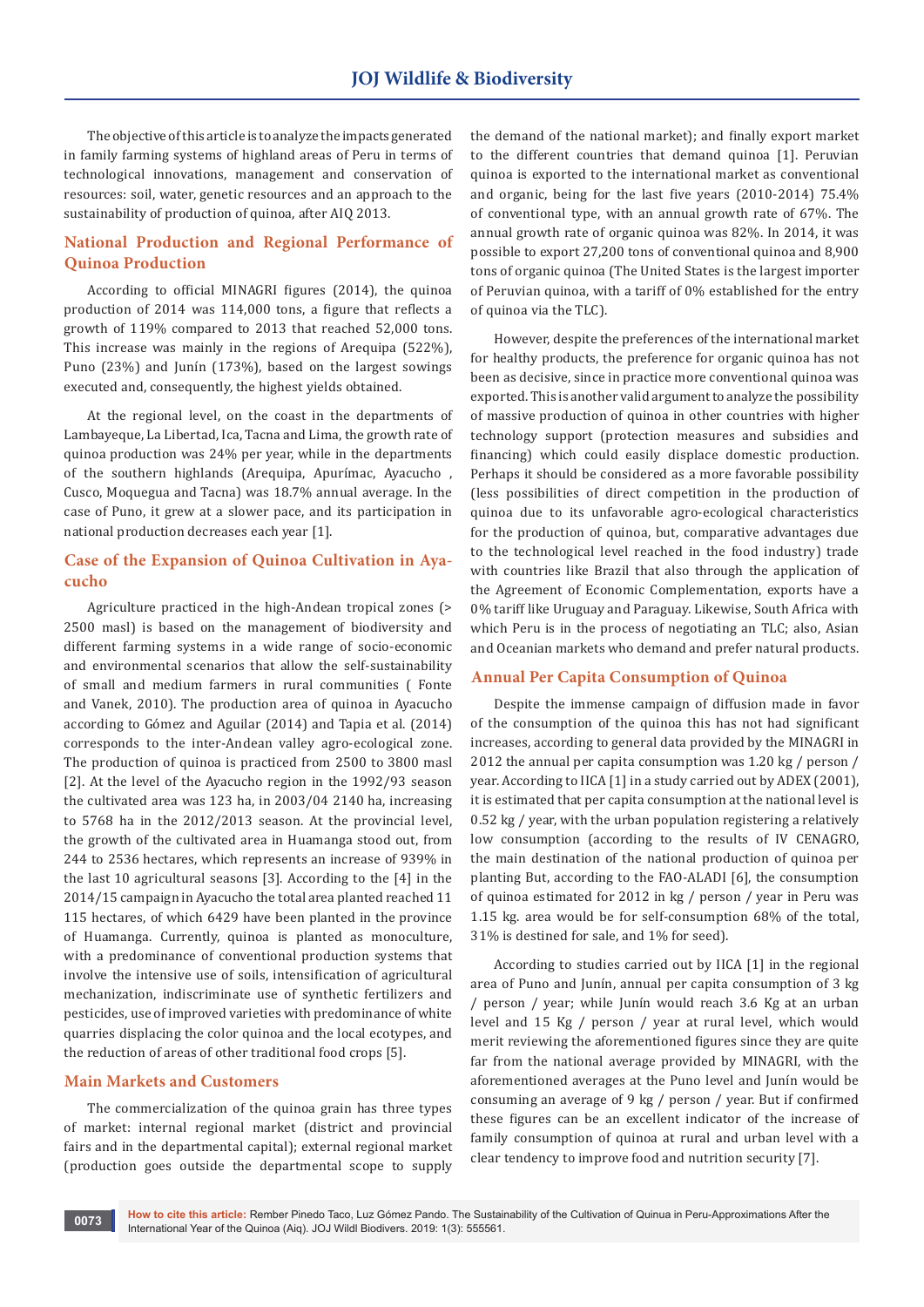The objective of this article is to analyze the impacts generated in family farming systems of highland areas of Peru in terms of technological innovations, management and conservation of resources: soil, water, genetic resources and an approach to the sustainability of production of quinoa, after AIQ 2013.

## National Production and Regional Performance of Quinoa Production

According to official MINAGRI figures (2014), the quinoa production of 2014 was 114,000 tons, a figure that reflects a growth of 119% compared to 2013 that reached 52,000 tons. This increase was mainly in the regions of Arequipa (522%), Puno (23%) and Junín (173%), based on the largest sowings executed and, consequently, the highest yields obtained.

At the regional level, on the coast in the departments of Lambayeque, La Libertad, Ica, Tacna and Lima, the growth rate of quinoa production was 24% per year, while in the departments of the southern highlands (Arequipa, Apurímac, Ayacucho , Cusco, Moquegua and Tacna) was 18.7% annual average. In the case of Puno, it grew at a slower pace, and its participation in national production decreases each year [1].

## Case of the Expansion of Quinoa Cultivation in Ayacucho

Agriculture practiced in the high-Andean tropical zones (> 2500 masl) is based on the management of biodiversity and different farming systems in a wide range of socio-economic and environmental scenarios that allow the self-sustainability of small and medium farmers in rural communities ( Fonte and Vanek, 2010). The production area of quinoa in Ayacucho according to Gómez and Aguilar (2014) and Tapia et al. (2014) corresponds to the inter-Andean valley agro-ecological zone. The production of quinoa is practiced from 2500 to 3800 masl [2]. At the level of the Ayacucho region in the 1992/93 season the cultivated area was 123 ha, in 2003/04 2140 ha, increasing to 5768 ha in the 2012/2013 season. At the provincial level, the growth of the cultivated area in Huamanga stood out, from 244 to 2536 hectares, which represents an increase of 939% in the last 10 agricultural seasons [3]. According to the [4] in the 2014/15 campaign in Ayacucho the total area planted reached 11 115 hectares, of which 6429 have been planted in the province of Huamanga. Currently, quinoa is planted as monoculture, with a predominance of conventional production systems that involve the intensive use of soils, intensification of agricultural mechanization, indiscriminate use of synthetic fertilizers and pesticides, use of improved varieties with predominance of white quarries displacing the color quinoa and the local ecotypes, and the reduction of areas of other traditional food crops [5].

## Main Markets and Customers

The commercialization of the quinoa grain has three types of market: internal regional market (district and provincial fairs and in the departmental capital); external regional market (production goes outside the departmental scope to supply the demand of the national market); and finally export market to the different countries that demand quinoa [1]. Peruvian quinoa is exported to the international market as conventional and organic, being for the last five years (2010-2014) 75.4% of conventional type, with an annual growth rate of 67%. The annual growth rate of organic quinoa was 82%. In 2014, it was possible to export 27,200 tons of conventional quinoa and 8,900 tons of organic quinoa (The United States is the largest importer of Peruvian quinoa, with a tariff of 0% established for the entry of quinoa via the TLC).

However, despite the preferences of the international market for healthy products, the preference for organic quinoa has not been as decisive, since in practice more conventional quinoa was exported. This is another valid argument to analyze the possibility of massive production of quinoa in other countries with higher technology support (protection measures and subsidies and financing) which could easily displace domestic production. Perhaps it should be considered as a more favorable possibility (less possibilities of direct competition in the production of quinoa due to its unfavorable agro-ecological characteristics for the production of quinoa, but, comparative advantages due to the technological level reached in the food industry) trade with countries like Brazil that also through the application of the Agreement of Economic Complementation, exports have a 0% tariff like Uruguay and Paraguay. Likewise, South Africa with which Peru is in the process of negotiating an TLC; also, Asian and Oceanian markets who demand and prefer natural products.

## Annual Per Capita Consumption of Quinoa

Despite the immense campaign of diffusion made in favor of the consumption of the quinoa this has not had significant increases, according to general data provided by the MINAGRI in 2012 the annual per capita consumption was 1.20 kg / person / year. According to IICA [1] in a study carried out by ADEX (2001), it is estimated that per capita consumption at the national level is 0.52 kg / year, with the urban population registering a relatively low consumption (according to the results of IV CENAGRO, the main destination of the national production of quinoa per planting But, according to the FAO-ALADI [6], the consumption of quinoa estimated for 2012 in kg / person / year in Peru was 1.15 kg. area would be for self-consumption 68% of the total, 31% is destined for sale, and 1% for seed).

According to studies carried out by IICA [1] in the regional area of Puno and Junín, annual per capita consumption of 3 kg / person / year; while Junín would reach 3.6 Kg at an urban level and 15 Kg / person / year at rural level, which would merit reviewing the aforementioned figures since they are quite far from the national average provided by MINAGRI, with the aforementioned averages at the Puno level and Junín would be consuming an average of 9 kg / person / year. But if confirmed these figures can be an excellent indicator of the increase of family consumption of quinoa at rural and urban level with a clear tendency to improve food and nutrition security [7].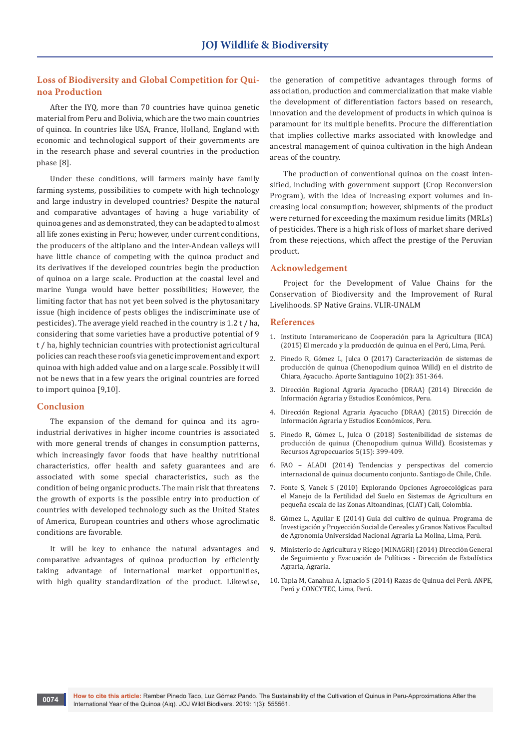## Loss of Biodiversity and Global Competition for Quinoa Production

After the IYQ, more than 70 countries have quinoa genetic material from Peru and Bolivia, which are the two main countries of quinoa. In countries like USA, France, Holland, England with economic and technological support of their governments are in the research phase and several countries in the production phase [8].

Under these conditions, will farmers mainly have family farming systems, possibilities to compete with high technology and large industry in developed countries? Despite the natural and comparative advantages of having a huge variability of quinoa genes and as demonstrated, they can be adapted to almost all life zones existing in Peru; however, under current conditions, the producers of the altiplano and the inter-Andean valleys will have little chance of competing with the quinoa product and its derivatives if the developed countries begin the production of quinoa on a large scale. Production at the coastal level and marine Yunga would have better possibilities; However, the limiting factor that has not yet been solved is the phytosanitary issue (high incidence of pests obliges the indiscriminate use of pesticides). The average yield reached in the country is 1.2 t / ha, considering that some varieties have a productive potential of 9 t / ha, highly technician countries with protectionist agricultural policies can reach these roofs via genetic improvement and export quinoa with high added value and on a large scale. Possibly it will not be news that in a few years the original countries are forced to import quinoa [9,10].

## Conclusion

The expansion of the demand for quinoa and its agro-industrial derivatives in higher income countries is associated with more general trends of changes in consumption patterns, which increasingly favor foods that have healthy nutritional characteristics, offer health and safety guarantees and are associated with some special characteristics, such as the condition of being organic products. The main risk that threatens the growth of exports is the possible entry into production of countries with developed technology such as the United States of America, European countries and others whose agroclimatic conditions are favorable.

It will be key to enhance the natural advantages and comparative advantages of quinoa production by efficiently taking advantage of international market opportunities, with high quality standardization of the product. Likewise, the generation of competitive advantages through forms of association, production and commercialization that make viable the development of differentiation factors based on research, innovation and the development of products in which quinoa is paramount for its multiple benefits. Procure the differentiation that implies collective marks associated with knowledge and ancestral management of quinoa cultivation in the high Andean areas of the country.

The production of conventional quinoa on the coast intensified, including with government support (Crop Reconversion Program), with the idea of increasing export volumes and increasing local consumption; however, shipments of the product were returned for exceeding the maximum residue limits (MRLs) of pesticides. There is a high risk of loss of market share derived from these rejections, which affect the prestige of the Peruvian product.

## Acknowledgement

Project for the Development of Value Chains for the Conservation of Biodiversity and the Improvement of Rural Livelihoods. SP Native Grains. VLIR-UNALM

## References

1. Instituto Interamericano de Cooperación para la Agricultura (IICA) (2015) El mercado y la producción de quinua en el Perú, Lima, Perú.
2. Pinedo R, Gómez L, Julca O (2017) Caracterización de sistemas de producción de quinua (Chenopodium quinoa Willd) en el distrito de Chiara, Ayacucho. Aporte Santiaguino 10(2): 351-364.
3. Dirección Regional Agraria Ayacucho (DRAA) (2014) Dirección de Información Agraria y Estudios Económicos, Peru.
4. Dirección Regional Agraria Ayacucho (DRAA) (2015) Dirección de Información Agraria y Estudios Económicos, Peru.
5. Pinedo R, Gómez L, Julca O (2018) Sostenibilidad de sistemas de producción de quinua (Chenopodium quinua Willd). Ecosistemas y Recursos Agropecuarios 5(15): 399-409.
6. FAO – ALADI (2014) Tendencias y perspectivas del comercio internacional de quinua documento conjunto. Santiago de Chile, Chile.
7. Fonte S, Vanek S (2010) Explorando Opciones Agroecológicas para el Manejo de la Fertilidad del Suelo en Sistemas de Agricultura en pequeña escala de las Zonas Altoandinas, (CIAT) Cali, Colombia.
8. Gómez L, Aguilar E (2014) Guía del cultivo de quinua. Programa de Investigación y Proyección Social de Cereales y Granos Nativos Facultad de Agronomía Universidad Nacional Agraria La Molina, Lima, Perú.
9. Ministerio de Agricultura y Riego (MINAGRI) (2014) Dirección General de Seguimiento y Evacuación de Políticas - Dirección de Estadística Agraria, Agraria.
10. Tapia M, Canahua A, Ignacio S (2014) Razas de Quinua del Perú. ANPE, Perú y CONCYTEC, Lima, Perú.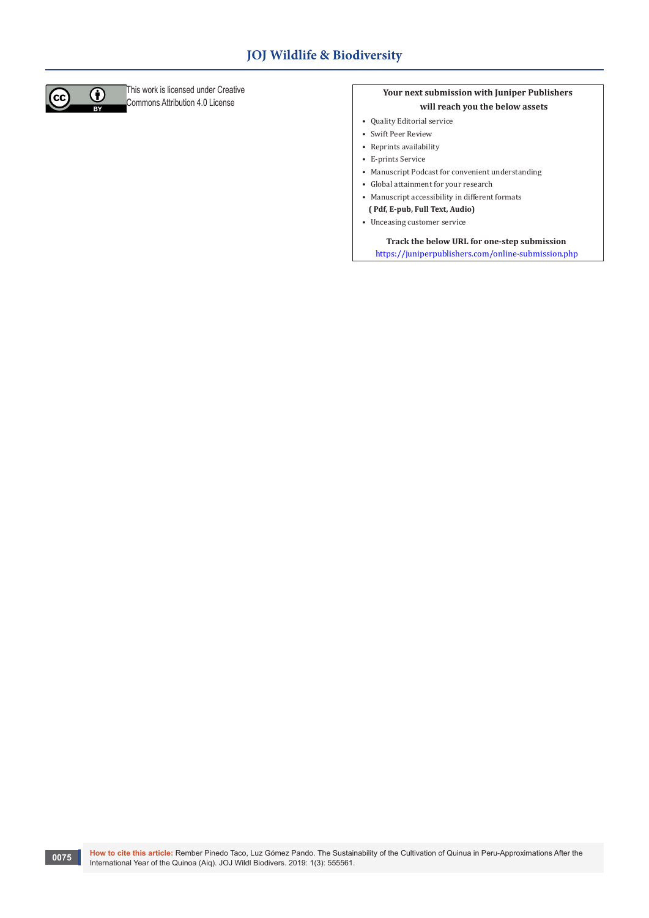This work is licensed under Creative Commons Attribution 4.0 License

**Your next submission with Juniper Publishers will reach you the below assets**

- Quality Editorial service
- Swift Peer Review
- Reprints availability
- E-prints Service
- Manuscript Podcast for convenient understanding
- Global attainment for your research
- Manuscript accessibility in different formats

  **( Pdf, E-pub, Full Text, Audio)**
- Unceasing customer service

**Track the below URL for one-step submission**

https://juniperpublishers.com/online-submission.php